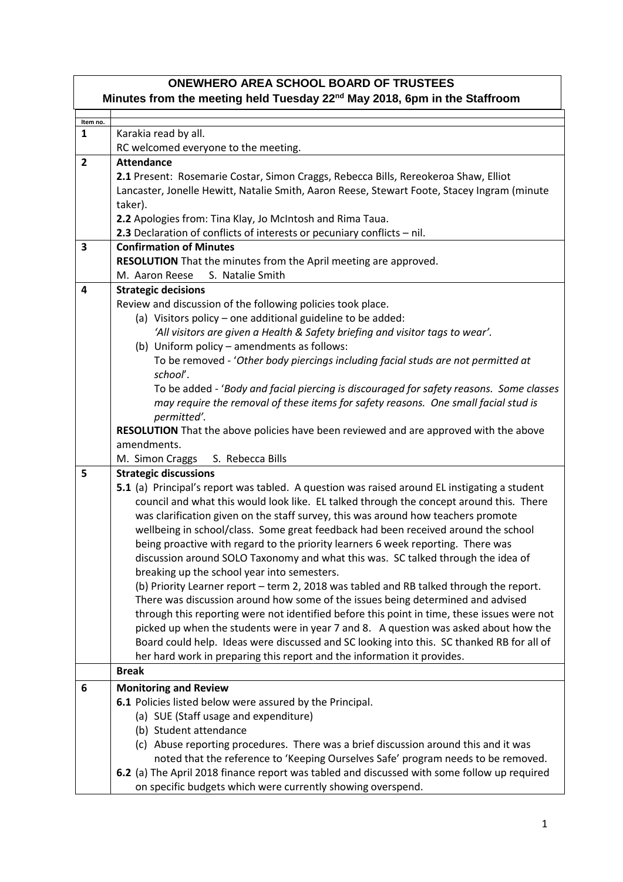# ONEWHERO AREA SCHOOL BOARD OF TRUSTEES

## Minutes from the meeting held Tuesday 22nd May 2018, 6pm in the Staffroom

| Item no. | |
|---|---|
| 1 | Karakia read by all.<br>RC welcomed everyone to the meeting. |
| 2 | **Attendance**<br>**2.1** Present: Rosemarie Costar, Simon Craggs, Rebecca Bills, Rereokeroa Shaw, Elliot Lancaster, Jonelle Hewitt, Natalie Smith, Aaron Reese, Stewart Foote, Stacey Ingram (minute taker).<br>**2.2** Apologies from: Tina Klay, Jo McIntosh and Rima Taua.<br>**2.3** Declaration of conflicts of interests or pecuniary conflicts – nil. |
| 3 | **Confirmation of Minutes**<br>**RESOLUTION** That the minutes from the April meeting are approved.<br>M. Aaron Reese S. Natalie Smith |
| 4 | **Strategic decisions**<br>Review and discussion of the following policies took place.<br>(a) Visitors policy – one additional guideline to be added:<br>*'All visitors are given a Health & Safety briefing and visitor tags to wear'.*<br>(b) Uniform policy – amendments as follows:<br>To be removed - '*Other body piercings including facial studs are not permitted at school*'.<br>To be added - '*Body and facial piercing is discouraged for safety reasons. Some classes may require the removal of these items for safety reasons. One small facial stud is permitted'.*<br>**RESOLUTION** That the above policies have been reviewed and are approved with the above amendments.<br>M. Simon Craggs S. Rebecca Bills |
| 5 | **Strategic discussions**<br>**5.1** (a) Principal's report was tabled. A question was raised around EL instigating a student council and what this would look like. EL talked through the concept around this. There was clarification given on the staff survey, this was around how teachers promote wellbeing in school/class. Some great feedback had been received around the school being proactive with regard to the priority learners 6 week reporting. There was discussion around SOLO Taxonomy and what this was. SC talked through the idea of breaking up the school year into semesters.<br>(b) Priority Learner report – term 2, 2018 was tabled and RB talked through the report. There was discussion around how some of the issues being determined and advised through this reporting were not identified before this point in time, these issues were not picked up when the students were in year 7 and 8. A question was asked about how the Board could help. Ideas were discussed and SC looking into this. SC thanked RB for all of her hard work in preparing this report and the information it provides. |
| | **Break** |
| 6 | **Monitoring and Review**<br>**6.1** Policies listed below were assured by the Principal.<br>(a) SUE (Staff usage and expenditure)<br>(b) Student attendance<br>(c) Abuse reporting procedures. There was a brief discussion around this and it was noted that the reference to 'Keeping Ourselves Safe' program needs to be removed.<br>**6.2** (a) The April 2018 finance report was tabled and discussed with some follow up required on specific budgets which were currently showing overspend. |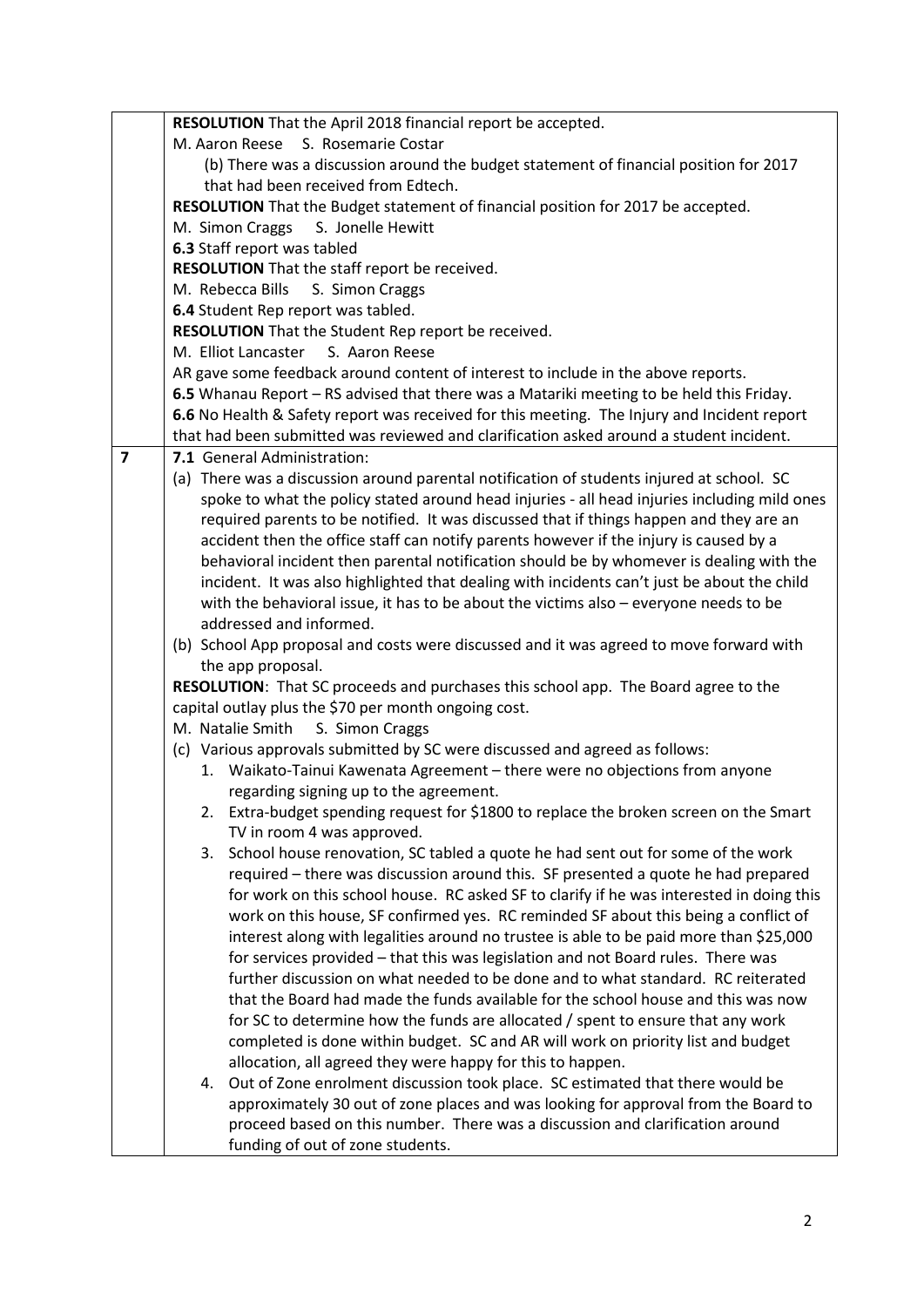| | |
|---|---|
| | **RESOLUTION** That the April 2018 financial report be accepted.<br>M. Aaron Reese S. Rosemarie Costar<br>(b) There was a discussion around the budget statement of financial position for 2017 that had been received from Edtech.<br>**RESOLUTION** That the Budget statement of financial position for 2017 be accepted.<br>M. Simon Craggs S. Jonelle Hewitt<br>**6.3** Staff report was tabled<br>**RESOLUTION** That the staff report be received.<br>M. Rebecca Bills S. Simon Craggs<br>**6.4** Student Rep report was tabled.<br>**RESOLUTION** That the Student Rep report be received.<br>M. Elliot Lancaster S. Aaron Reese<br>AR gave some feedback around content of interest to include in the above reports.<br>**6.5** Whanau Report – RS advised that there was a Matariki meeting to be held this Friday.<br>**6.6** No Health & Safety report was received for this meeting. The Injury and Incident report that had been submitted was reviewed and clarification asked around a student incident. |
| **7** | **7.1** General Administration:<br>(a) There was a discussion around parental notification of students injured at school. SC spoke to what the policy stated around head injuries - all head injuries including mild ones required parents to be notified. It was discussed that if things happen and they are an accident then the office staff can notify parents however if the injury is caused by a behavioral incident then parental notification should be by whomever is dealing with the incident. It was also highlighted that dealing with incidents can't just be about the child with the behavioral issue, it has to be about the victims also – everyone needs to be addressed and informed.<br>(b) School App proposal and costs were discussed and it was agreed to move forward with the app proposal.<br>**RESOLUTION**: That SC proceeds and purchases this school app. The Board agree to the capital outlay plus the $70 per month ongoing cost.<br>M. Natalie Smith S. Simon Craggs<br>(c) Various approvals submitted by SC were discussed and agreed as follows:<br>1. Waikato-Tainui Kawenata Agreement – there were no objections from anyone regarding signing up to the agreement.<br>2. Extra-budget spending request for $1800 to replace the broken screen on the Smart TV in room 4 was approved.<br>3. School house renovation, SC tabled a quote he had sent out for some of the work required – there was discussion around this. SF presented a quote he had prepared for work on this school house. RC asked SF to clarify if he was interested in doing this work on this house, SF confirmed yes. RC reminded SF about this being a conflict of interest along with legalities around no trustee is able to be paid more than $25,000 for services provided – that this was legislation and not Board rules. There was further discussion on what needed to be done and to what standard. RC reiterated that the Board had made the funds available for the school house and this was now for SC to determine how the funds are allocated / spent to ensure that any work completed is done within budget. SC and AR will work on priority list and budget allocation, all agreed they were happy for this to happen.<br>4. Out of Zone enrolment discussion took place. SC estimated that there would be approximately 30 out of zone places and was looking for approval from the Board to proceed based on this number. There was a discussion and clarification around funding of out of zone students. |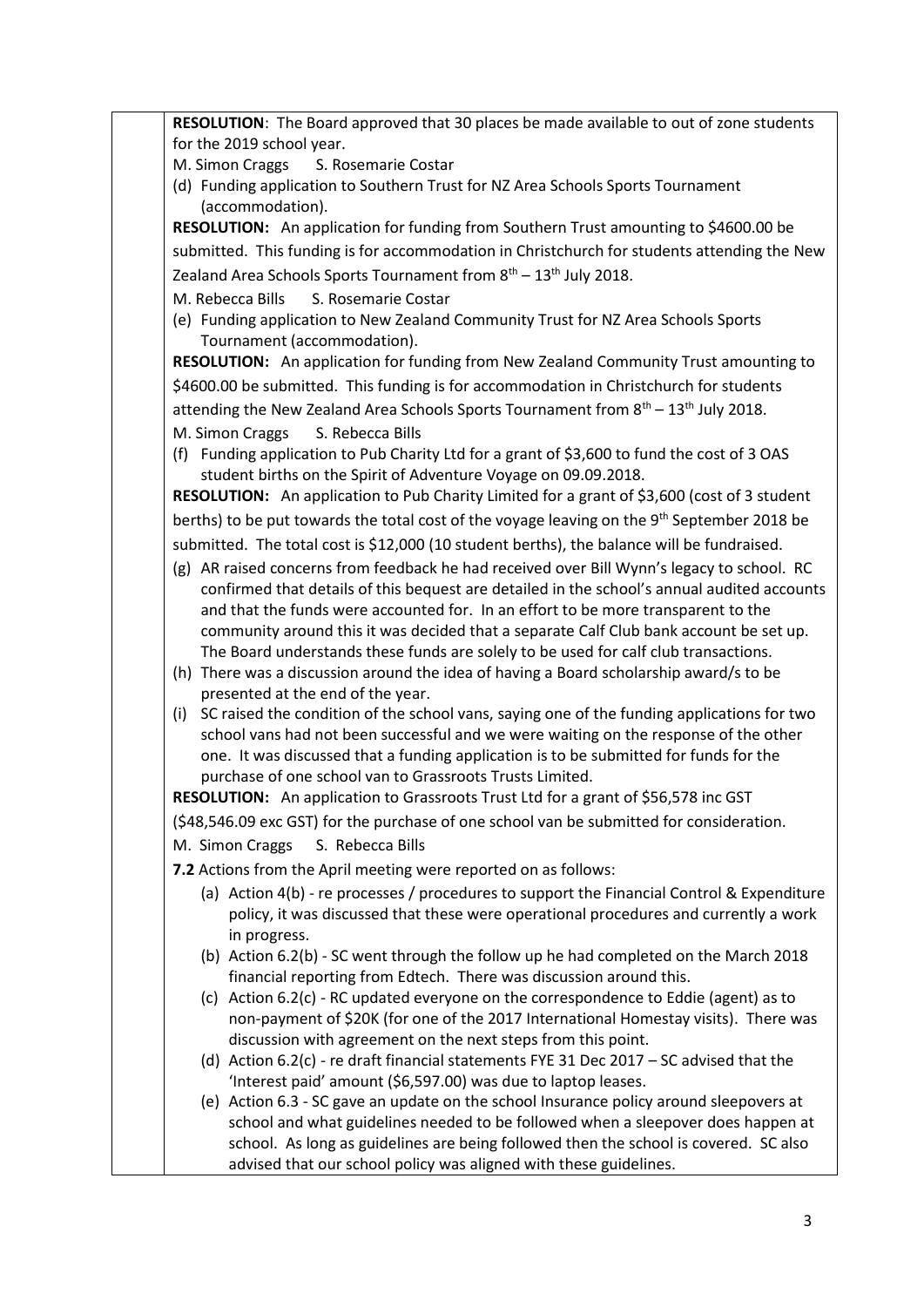**RESOLUTION**: The Board approved that 30 places be made available to out of zone students for the 2019 school year.

M. Simon Craggs S. Rosemarie Costar

(d) Funding application to Southern Trust for NZ Area Schools Sports Tournament (accommodation).

**RESOLUTION:** An application for funding from Southern Trust amounting to $4600.00 be submitted. This funding is for accommodation in Christchurch for students attending the New Zealand Area Schools Sports Tournament from 8th – 13th July 2018.

M. Rebecca Bills S. Rosemarie Costar

(e) Funding application to New Zealand Community Trust for NZ Area Schools Sports Tournament (accommodation).

**RESOLUTION:** An application for funding from New Zealand Community Trust amounting to $4600.00 be submitted. This funding is for accommodation in Christchurch for students attending the New Zealand Area Schools Sports Tournament from 8th – 13th July 2018.

M. Simon Craggs S. Rebecca Bills

(f) Funding application to Pub Charity Ltd for a grant of $3,600 to fund the cost of 3 OAS student births on the Spirit of Adventure Voyage on 09.09.2018.

**RESOLUTION:** An application to Pub Charity Limited for a grant of $3,600 (cost of 3 student berths) to be put towards the total cost of the voyage leaving on the 9th September 2018 be submitted. The total cost is $12,000 (10 student berths), the balance will be fundraised.

(g) AR raised concerns from feedback he had received over Bill Wynn's legacy to school. RC confirmed that details of this bequest are detailed in the school's annual audited accounts and that the funds were accounted for. In an effort to be more transparent to the community around this it was decided that a separate Calf Club bank account be set up. The Board understands these funds are solely to be used for calf club transactions.

(h) There was a discussion around the idea of having a Board scholarship award/s to be presented at the end of the year.

(i) SC raised the condition of the school vans, saying one of the funding applications for two school vans had not been successful and we were waiting on the response of the other one. It was discussed that a funding application is to be submitted for funds for the purchase of one school van to Grassroots Trusts Limited.

**RESOLUTION:** An application to Grassroots Trust Ltd for a grant of $56,578 inc GST ($48,546.09 exc GST) for the purchase of one school van be submitted for consideration.

M. Simon Craggs S. Rebecca Bills

**7.2** Actions from the April meeting were reported on as follows:

(a) Action 4(b) - re processes / procedures to support the Financial Control & Expenditure policy, it was discussed that these were operational procedures and currently a work in progress.

(b) Action 6.2(b) - SC went through the follow up he had completed on the March 2018 financial reporting from Edtech. There was discussion around this.

(c) Action 6.2(c) - RC updated everyone on the correspondence to Eddie (agent) as to non-payment of $20K (for one of the 2017 International Homestay visits). There was discussion with agreement on the next steps from this point.

(d) Action 6.2(c) - re draft financial statements FYE 31 Dec 2017 – SC advised that the 'Interest paid' amount ($6,597.00) was due to laptop leases.

(e) Action 6.3 - SC gave an update on the school Insurance policy around sleepovers at school and what guidelines needed to be followed when a sleepover does happen at school. As long as guidelines are being followed then the school is covered. SC also advised that our school policy was aligned with these guidelines.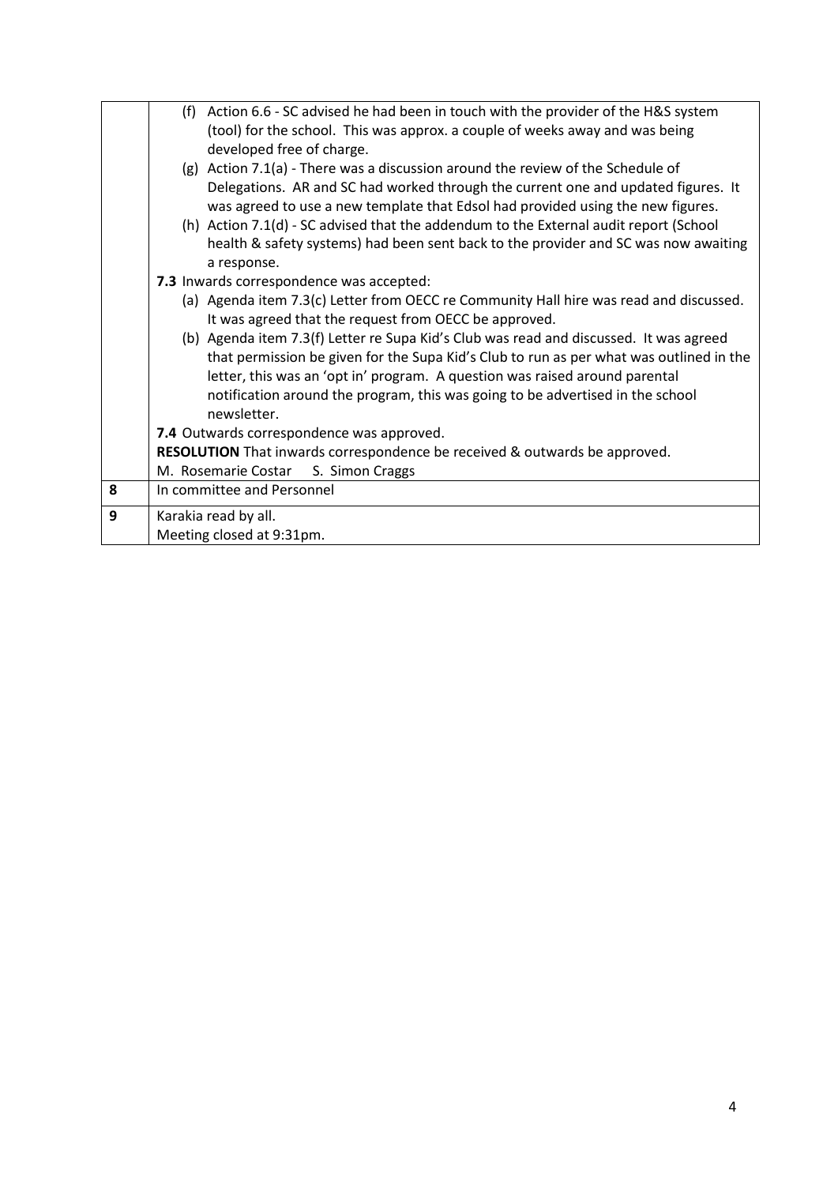| | |
|---|---|
| | (f) Action 6.6 - SC advised he had been in touch with the provider of the H&S system (tool) for the school. This was approx. a couple of weeks away and was being developed free of charge.<br>(g) Action 7.1(a) - There was a discussion around the review of the Schedule of Delegations. AR and SC had worked through the current one and updated figures. It was agreed to use a new template that Edsol had provided using the new figures.<br>(h) Action 7.1(d) - SC advised that the addendum to the External audit report (School health & safety systems) had been sent back to the provider and SC was now awaiting a response.<br>**7.3** Inwards correspondence was accepted:<br>(a) Agenda item 7.3(c) Letter from OECC re Community Hall hire was read and discussed. It was agreed that the request from OECC be approved.<br>(b) Agenda item 7.3(f) Letter re Supa Kid's Club was read and discussed. It was agreed that permission be given for the Supa Kid's Club to run as per what was outlined in the letter, this was an 'opt in' program. A question was raised around parental notification around the program, this was going to be advertised in the school newsletter.<br>**7.4** Outwards correspondence was approved.<br>**RESOLUTION** That inwards correspondence be received & outwards be approved.<br>M. Rosemarie Costar S. Simon Craggs |
| **8** | In committee and Personnel |
| **9** | Karakia read by all.<br>Meeting closed at 9:31pm. |